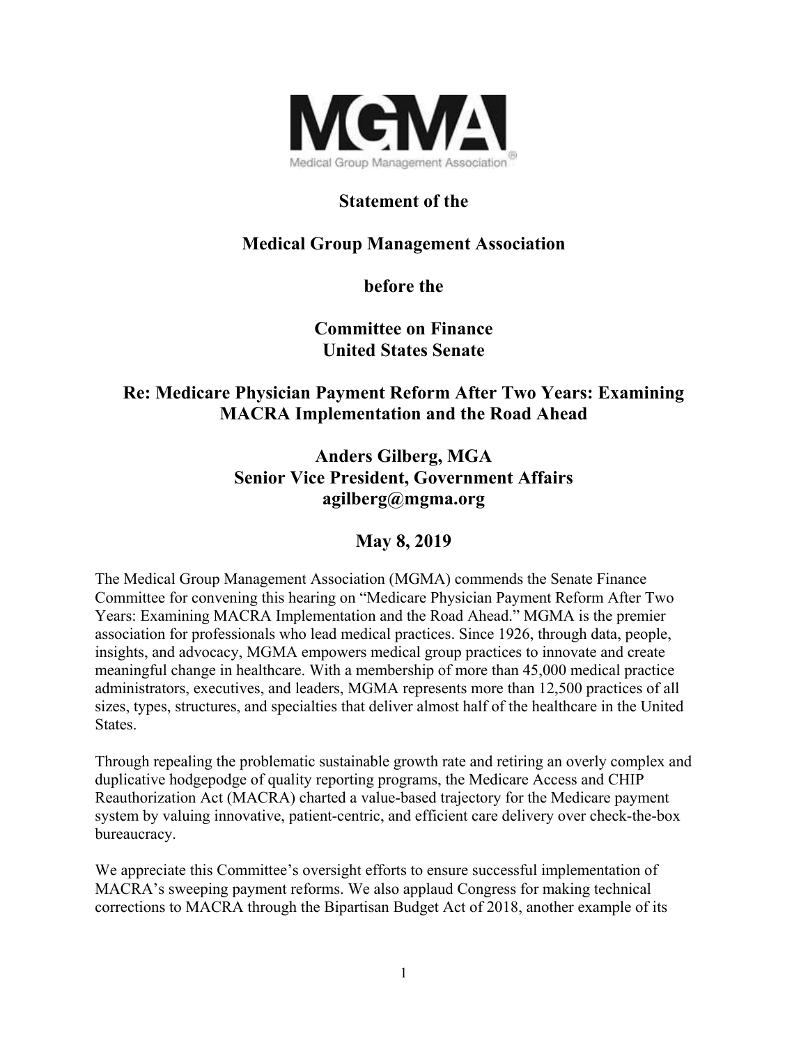**Statement of the**

**Medical Group Management Association**

**before the**

**Committee on Finance**
**United States Senate**

**Re: Medicare Physician Payment Reform After Two Years: Examining MACRA Implementation and the Road Ahead**

**Anders Gilberg, MGA**
**Senior Vice President, Government Affairs**
**agilberg@mgma.org**

**May 8, 2019**

The Medical Group Management Association (MGMA) commends the Senate Finance Committee for convening this hearing on "Medicare Physician Payment Reform After Two Years: Examining MACRA Implementation and the Road Ahead." MGMA is the premier association for professionals who lead medical practices. Since 1926, through data, people, insights, and advocacy, MGMA empowers medical group practices to innovate and create meaningful change in healthcare. With a membership of more than 45,000 medical practice administrators, executives, and leaders, MGMA represents more than 12,500 practices of all sizes, types, structures, and specialties that deliver almost half of the healthcare in the United States.

Through repealing the problematic sustainable growth rate and retiring an overly complex and duplicative hodgepodge of quality reporting programs, the Medicare Access and CHIP Reauthorization Act (MACRA) charted a value-based trajectory for the Medicare payment system by valuing innovative, patient-centric, and efficient care delivery over check-the-box bureaucracy.

We appreciate this Committee's oversight efforts to ensure successful implementation of MACRA's sweeping payment reforms. We also applaud Congress for making technical corrections to MACRA through the Bipartisan Budget Act of 2018, another example of its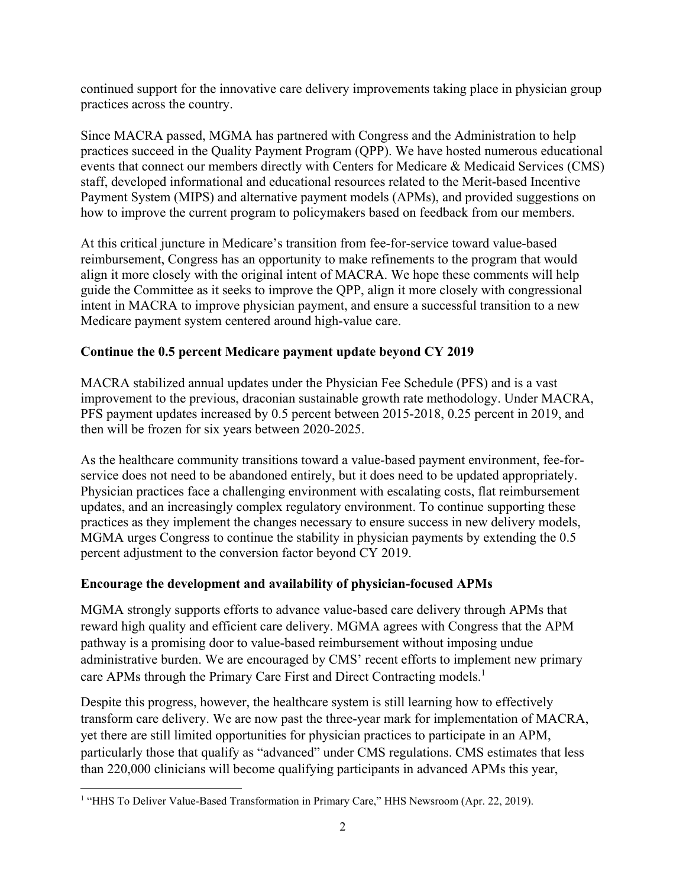continued support for the innovative care delivery improvements taking place in physician group practices across the country.

Since MACRA passed, MGMA has partnered with Congress and the Administration to help practices succeed in the Quality Payment Program (QPP). We have hosted numerous educational events that connect our members directly with Centers for Medicare & Medicaid Services (CMS) staff, developed informational and educational resources related to the Merit-based Incentive Payment System (MIPS) and alternative payment models (APMs), and provided suggestions on how to improve the current program to policymakers based on feedback from our members.

At this critical juncture in Medicare's transition from fee-for-service toward value-based reimbursement, Congress has an opportunity to make refinements to the program that would align it more closely with the original intent of MACRA. We hope these comments will help guide the Committee as it seeks to improve the QPP, align it more closely with congressional intent in MACRA to improve physician payment, and ensure a successful transition to a new Medicare payment system centered around high-value care.

**Continue the 0.5 percent Medicare payment update beyond CY 2019**

MACRA stabilized annual updates under the Physician Fee Schedule (PFS) and is a vast improvement to the previous, draconian sustainable growth rate methodology. Under MACRA, PFS payment updates increased by 0.5 percent between 2015-2018, 0.25 percent in 2019, and then will be frozen for six years between 2020-2025.

As the healthcare community transitions toward a value-based payment environment, fee-for-service does not need to be abandoned entirely, but it does need to be updated appropriately. Physician practices face a challenging environment with escalating costs, flat reimbursement updates, and an increasingly complex regulatory environment. To continue supporting these practices as they implement the changes necessary to ensure success in new delivery models, MGMA urges Congress to continue the stability in physician payments by extending the 0.5 percent adjustment to the conversion factor beyond CY 2019.

**Encourage the development and availability of physician-focused APMs**

MGMA strongly supports efforts to advance value-based care delivery through APMs that reward high quality and efficient care delivery. MGMA agrees with Congress that the APM pathway is a promising door to value-based reimbursement without imposing undue administrative burden. We are encouraged by CMS' recent efforts to implement new primary care APMs through the Primary Care First and Direct Contracting models.[1]

Despite this progress, however, the healthcare system is still learning how to effectively transform care delivery. We are now past the three-year mark for implementation of MACRA, yet there are still limited opportunities for physician practices to participate in an APM, particularly those that qualify as "advanced" under CMS regulations. CMS estimates that less than 220,000 clinicians will become qualifying participants in advanced APMs this year,

[1] "HHS To Deliver Value-Based Transformation in Primary Care," HHS Newsroom (Apr. 22, 2019).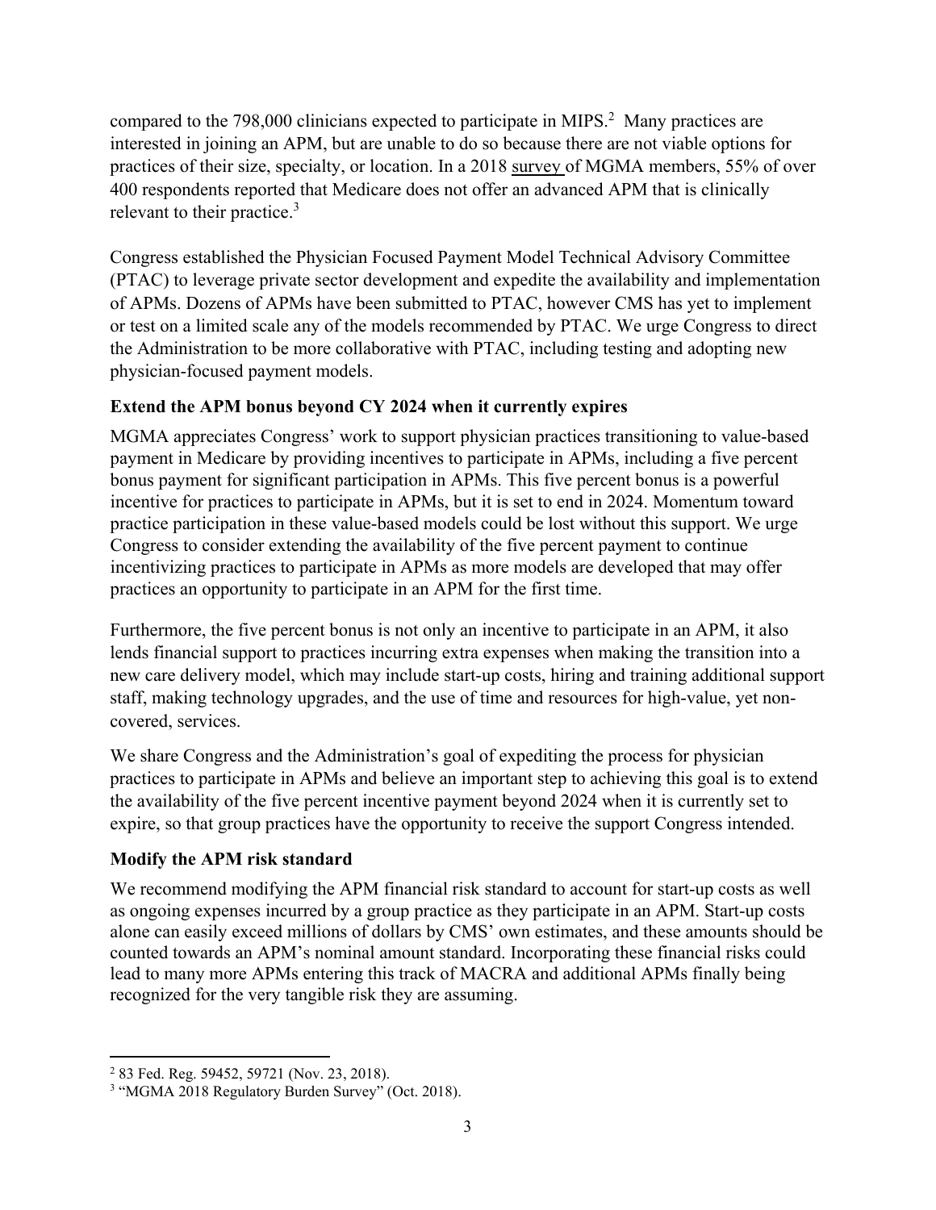compared to the 798,000 clinicians expected to participate in MIPS.[2] Many practices are interested in joining an APM, but are unable to do so because there are not viable options for practices of their size, specialty, or location. In a 2018 survey of MGMA members, 55% of over 400 respondents reported that Medicare does not offer an advanced APM that is clinically relevant to their practice.[3]

Congress established the Physician Focused Payment Model Technical Advisory Committee (PTAC) to leverage private sector development and expedite the availability and implementation of APMs. Dozens of APMs have been submitted to PTAC, however CMS has yet to implement or test on a limited scale any of the models recommended by PTAC. We urge Congress to direct the Administration to be more collaborative with PTAC, including testing and adopting new physician-focused payment models.

**Extend the APM bonus beyond CY 2024 when it currently expires**

MGMA appreciates Congress' work to support physician practices transitioning to value-based payment in Medicare by providing incentives to participate in APMs, including a five percent bonus payment for significant participation in APMs. This five percent bonus is a powerful incentive for practices to participate in APMs, but it is set to end in 2024. Momentum toward practice participation in these value-based models could be lost without this support. We urge Congress to consider extending the availability of the five percent payment to continue incentivizing practices to participate in APMs as more models are developed that may offer practices an opportunity to participate in an APM for the first time.

Furthermore, the five percent bonus is not only an incentive to participate in an APM, it also lends financial support to practices incurring extra expenses when making the transition into a new care delivery model, which may include start-up costs, hiring and training additional support staff, making technology upgrades, and the use of time and resources for high-value, yet non-covered, services.

We share Congress and the Administration's goal of expediting the process for physician practices to participate in APMs and believe an important step to achieving this goal is to extend the availability of the five percent incentive payment beyond 2024 when it is currently set to expire, so that group practices have the opportunity to receive the support Congress intended.

**Modify the APM risk standard**

We recommend modifying the APM financial risk standard to account for start-up costs as well as ongoing expenses incurred by a group practice as they participate in an APM. Start-up costs alone can easily exceed millions of dollars by CMS' own estimates, and these amounts should be counted towards an APM's nominal amount standard. Incorporating these financial risks could lead to many more APMs entering this track of MACRA and additional APMs finally being recognized for the very tangible risk they are assuming.

---

[2] 83 Fed. Reg. 59452, 59721 (Nov. 23, 2018).

[3] "MGMA 2018 Regulatory Burden Survey" (Oct. 2018).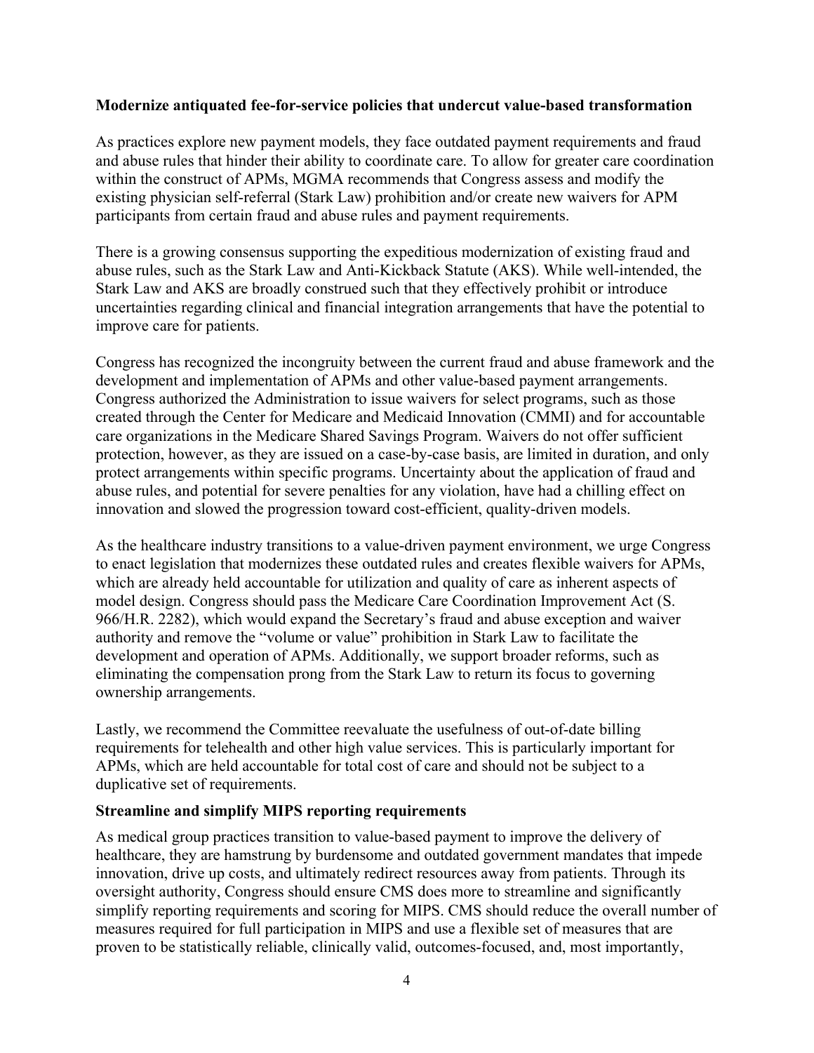**Modernize antiquated fee-for-service policies that undercut value-based transformation**

As practices explore new payment models, they face outdated payment requirements and fraud and abuse rules that hinder their ability to coordinate care. To allow for greater care coordination within the construct of APMs, MGMA recommends that Congress assess and modify the existing physician self-referral (Stark Law) prohibition and/or create new waivers for APM participants from certain fraud and abuse rules and payment requirements.

There is a growing consensus supporting the expeditious modernization of existing fraud and abuse rules, such as the Stark Law and Anti-Kickback Statute (AKS). While well-intended, the Stark Law and AKS are broadly construed such that they effectively prohibit or introduce uncertainties regarding clinical and financial integration arrangements that have the potential to improve care for patients.

Congress has recognized the incongruity between the current fraud and abuse framework and the development and implementation of APMs and other value-based payment arrangements. Congress authorized the Administration to issue waivers for select programs, such as those created through the Center for Medicare and Medicaid Innovation (CMMI) and for accountable care organizations in the Medicare Shared Savings Program. Waivers do not offer sufficient protection, however, as they are issued on a case-by-case basis, are limited in duration, and only protect arrangements within specific programs. Uncertainty about the application of fraud and abuse rules, and potential for severe penalties for any violation, have had a chilling effect on innovation and slowed the progression toward cost-efficient, quality-driven models.

As the healthcare industry transitions to a value-driven payment environment, we urge Congress to enact legislation that modernizes these outdated rules and creates flexible waivers for APMs, which are already held accountable for utilization and quality of care as inherent aspects of model design. Congress should pass the Medicare Care Coordination Improvement Act (S. 966/H.R. 2282), which would expand the Secretary's fraud and abuse exception and waiver authority and remove the "volume or value" prohibition in Stark Law to facilitate the development and operation of APMs. Additionally, we support broader reforms, such as eliminating the compensation prong from the Stark Law to return its focus to governing ownership arrangements.

Lastly, we recommend the Committee reevaluate the usefulness of out-of-date billing requirements for telehealth and other high value services. This is particularly important for APMs, which are held accountable for total cost of care and should not be subject to a duplicative set of requirements.

**Streamline and simplify MIPS reporting requirements**

As medical group practices transition to value-based payment to improve the delivery of healthcare, they are hamstrung by burdensome and outdated government mandates that impede innovation, drive up costs, and ultimately redirect resources away from patients. Through its oversight authority, Congress should ensure CMS does more to streamline and significantly simplify reporting requirements and scoring for MIPS. CMS should reduce the overall number of measures required for full participation in MIPS and use a flexible set of measures that are proven to be statistically reliable, clinically valid, outcomes-focused, and, most importantly,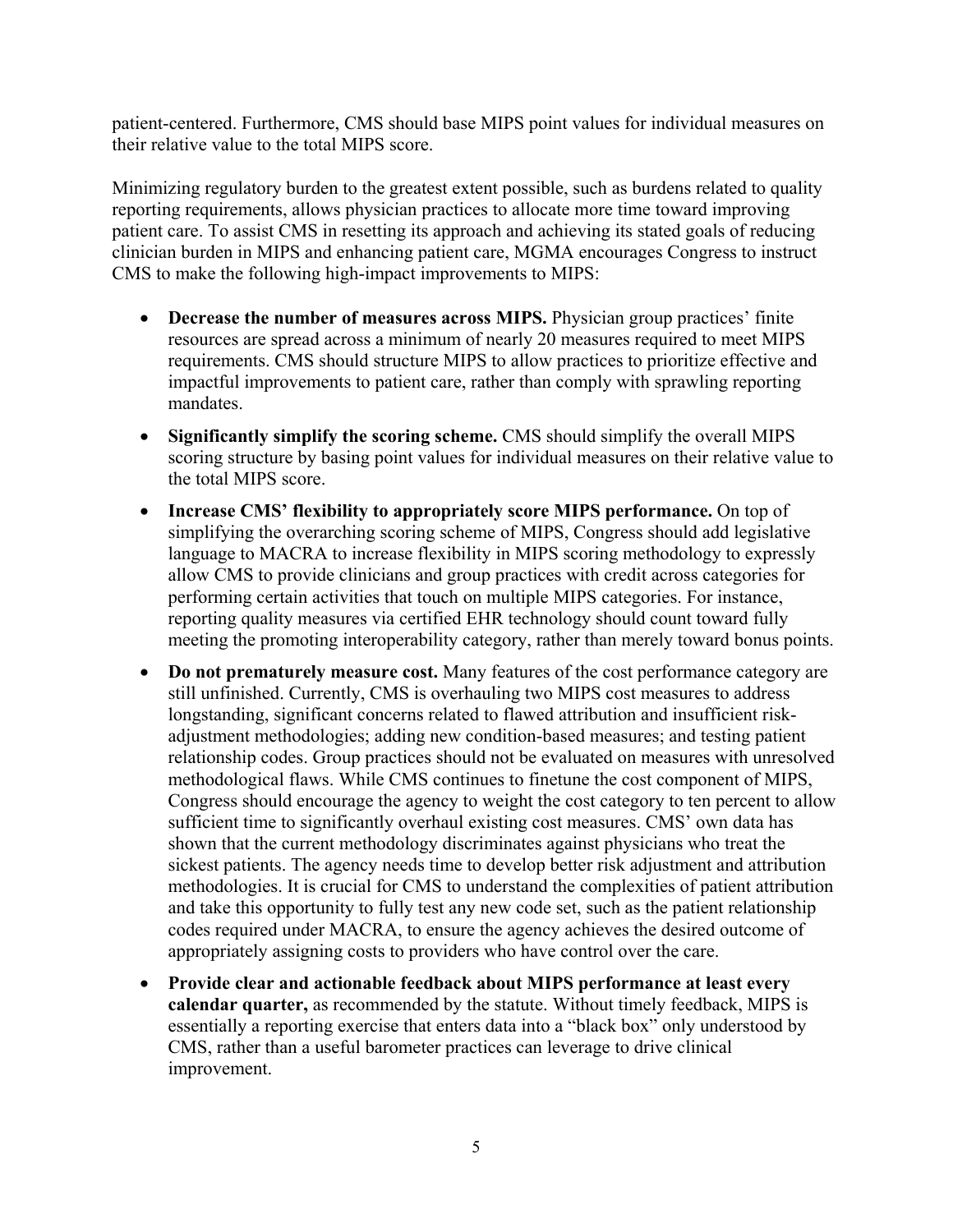patient-centered. Furthermore, CMS should base MIPS point values for individual measures on their relative value to the total MIPS score.

Minimizing regulatory burden to the greatest extent possible, such as burdens related to quality reporting requirements, allows physician practices to allocate more time toward improving patient care. To assist CMS in resetting its approach and achieving its stated goals of reducing clinician burden in MIPS and enhancing patient care, MGMA encourages Congress to instruct CMS to make the following high-impact improvements to MIPS:

- **Decrease the number of measures across MIPS.** Physician group practices' finite resources are spread across a minimum of nearly 20 measures required to meet MIPS requirements. CMS should structure MIPS to allow practices to prioritize effective and impactful improvements to patient care, rather than comply with sprawling reporting mandates.
- **Significantly simplify the scoring scheme.** CMS should simplify the overall MIPS scoring structure by basing point values for individual measures on their relative value to the total MIPS score.
- **Increase CMS' flexibility to appropriately score MIPS performance.** On top of simplifying the overarching scoring scheme of MIPS, Congress should add legislative language to MACRA to increase flexibility in MIPS scoring methodology to expressly allow CMS to provide clinicians and group practices with credit across categories for performing certain activities that touch on multiple MIPS categories. For instance, reporting quality measures via certified EHR technology should count toward fully meeting the promoting interoperability category, rather than merely toward bonus points.
- **Do not prematurely measure cost.** Many features of the cost performance category are still unfinished. Currently, CMS is overhauling two MIPS cost measures to address longstanding, significant concerns related to flawed attribution and insufficient risk-adjustment methodologies; adding new condition-based measures; and testing patient relationship codes. Group practices should not be evaluated on measures with unresolved methodological flaws. While CMS continues to finetune the cost component of MIPS, Congress should encourage the agency to weight the cost category to ten percent to allow sufficient time to significantly overhaul existing cost measures. CMS' own data has shown that the current methodology discriminates against physicians who treat the sickest patients. The agency needs time to develop better risk adjustment and attribution methodologies. It is crucial for CMS to understand the complexities of patient attribution and take this opportunity to fully test any new code set, such as the patient relationship codes required under MACRA, to ensure the agency achieves the desired outcome of appropriately assigning costs to providers who have control over the care.
- **Provide clear and actionable feedback about MIPS performance at least every calendar quarter,** as recommended by the statute. Without timely feedback, MIPS is essentially a reporting exercise that enters data into a "black box" only understood by CMS, rather than a useful barometer practices can leverage to drive clinical improvement.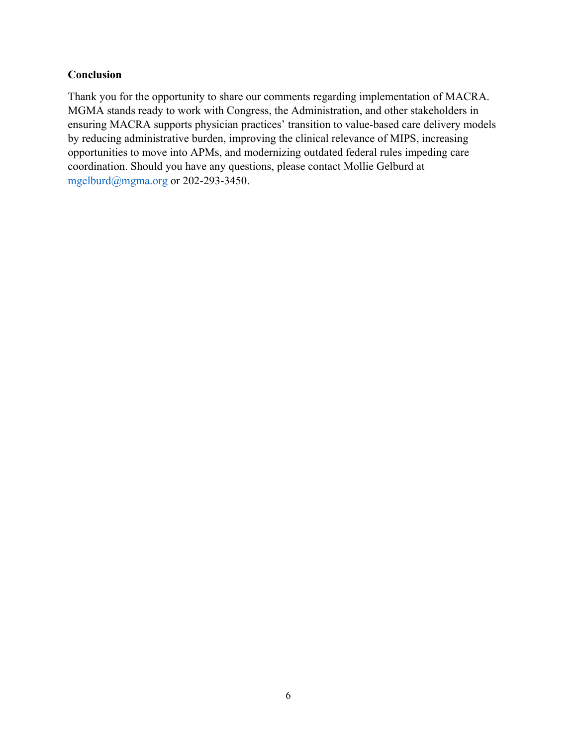**Conclusion**

Thank you for the opportunity to share our comments regarding implementation of MACRA. MGMA stands ready to work with Congress, the Administration, and other stakeholders in ensuring MACRA supports physician practices' transition to value-based care delivery models by reducing administrative burden, improving the clinical relevance of MIPS, increasing opportunities to move into APMs, and modernizing outdated federal rules impeding care coordination. Should you have any questions, please contact Mollie Gelburd at mgelburd@mgma.org or 202-293-3450.